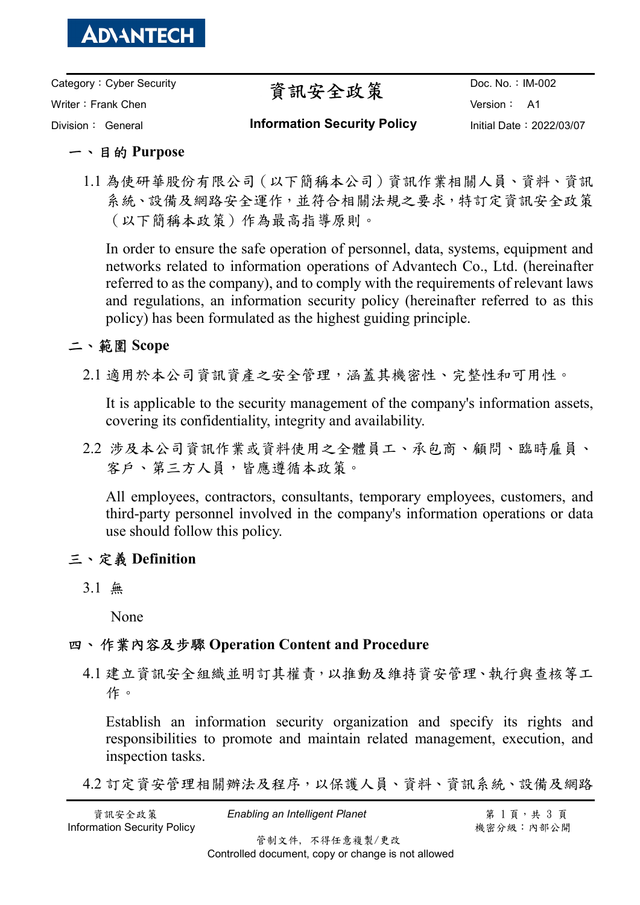| Category：Cyber Security | 資訊安全政策 | Doc. No.：IM-002 |
| --- | --- | --- |
| Writer：Frank Chen | | Version：A1 |
| Division：General | **Information Security Policy** | Initial Date：2022/03/07 |

## 一、目的 Purpose

1.1 為使研華股份有限公司（以下簡稱本公司）資訊作業相關人員、資料、資訊系統、設備及網路安全運作，並符合相關法規之要求，特訂定資訊安全政策（以下簡稱本政策）作為最高指導原則。

In order to ensure the safe operation of personnel, data, systems, equipment and networks related to information operations of Advantech Co., Ltd. (hereinafter referred to as the company), and to comply with the requirements of relevant laws and regulations, an information security policy (hereinafter referred to as this policy) has been formulated as the highest guiding principle.

## 二、範圍 Scope

2.1 適用於本公司資訊資產之安全管理，涵蓋其機密性、完整性和可用性。

It is applicable to the security management of the company's information assets, covering its confidentiality, integrity and availability.

2.2 涉及本公司資訊作業或資料使用之全體員工、承包商、顧問、臨時雇員、客戶、第三方人員，皆應遵循本政策。

All employees, contractors, consultants, temporary employees, customers, and third-party personnel involved in the company's information operations or data use should follow this policy.

## 三、定義 Definition

3.1 無

None

## 四、作業內容及步驟 Operation Content and Procedure

4.1 建立資訊安全組織並明訂其權責，以推動及維持資安管理、執行與查核等工作。

Establish an information security organization and specify its rights and responsibilities to promote and maintain related management, execution, and inspection tasks.

4.2 訂定資安管理相關辦法及程序，以保護人員、資料、資訊系統、設備及網路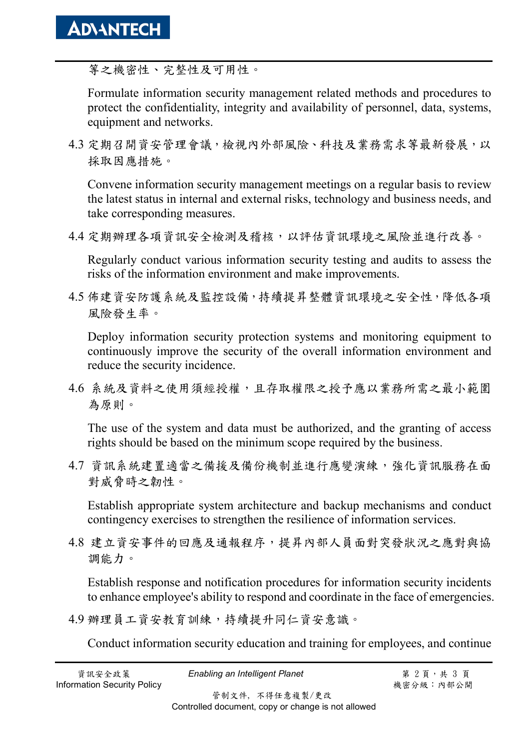等之機密性、完整性及可用性。

Formulate information security management related methods and procedures to protect the confidentiality, integrity and availability of personnel, data, systems, equipment and networks.

4.3 定期召開資安管理會議，檢視內外部風險、科技及業務需求等最新發展，以採取因應措施。

Convene information security management meetings on a regular basis to review the latest status in internal and external risks, technology and business needs, and take corresponding measures.

4.4 定期辦理各項資訊安全檢測及稽核，以評估資訊環境之風險並進行改善。

Regularly conduct various information security testing and audits to assess the risks of the information environment and make improvements.

4.5 佈建資安防護系統及監控設備，持續提昇整體資訊環境之安全性，降低各項風險發生率。

Deploy information security protection systems and monitoring equipment to continuously improve the security of the overall information environment and reduce the security incidence.

4.6 系統及資料之使用須經授權，且存取權限之授予應以業務所需之最小範圍為原則。

The use of the system and data must be authorized, and the granting of access rights should be based on the minimum scope required by the business.

4.7 資訊系統建置適當之備援及備份機制並進行應變演練，強化資訊服務在面對威脅時之韌性。

Establish appropriate system architecture and backup mechanisms and conduct contingency exercises to strengthen the resilience of information services.

4.8 建立資安事件的回應及通報程序，提昇內部人員面對突發狀況之應對與協調能力。

Establish response and notification procedures for information security incidents to enhance employee's ability to respond and coordinate in the face of emergencies.

4.9 辦理員工資安教育訓練，持續提升同仁資安意識。

Conduct information security education and training for employees, and continue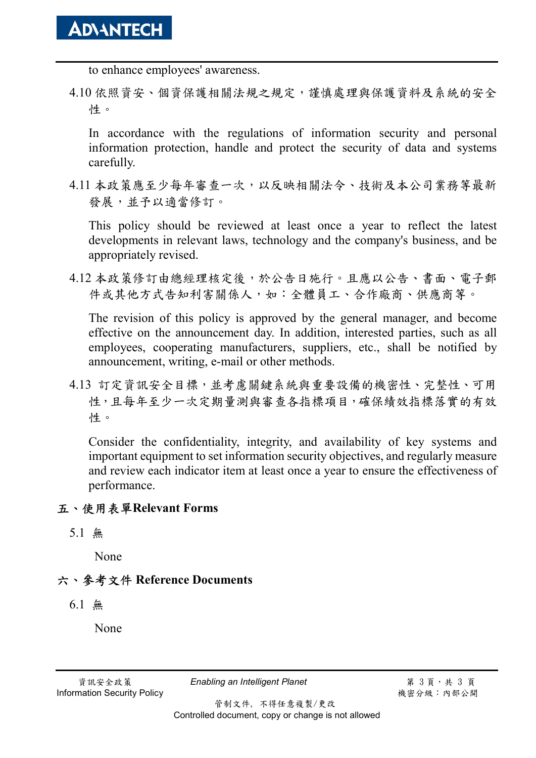to enhance employees' awareness.

4.10 依照資安、個資保護相關法規之規定，謹慎處理與保護資料及系統的安全性。

In accordance with the regulations of information security and personal information protection, handle and protect the security of data and systems carefully.

4.11 本政策應至少每年審查一次，以反映相關法令、技術及本公司業務等最新發展，並予以適當修訂。

This policy should be reviewed at least once a year to reflect the latest developments in relevant laws, technology and the company's business, and be appropriately revised.

4.12 本政策修訂由總經理核定後，於公告日施行。且應以公告、書面、電子郵件或其他方式告知利害關係人，如：全體員工、合作廠商、供應商等。

The revision of this policy is approved by the general manager, and become effective on the announcement day. In addition, interested parties, such as all employees, cooperating manufacturers, suppliers, etc., shall be notified by announcement, writing, e-mail or other methods.

4.13 訂定資訊安全目標，並考慮關鍵系統與重要設備的機密性、完整性、可用性，且每年至少一次定期量測與審查各指標項目，確保績效指標落實的有效性。

Consider the confidentiality, integrity, and availability of key systems and important equipment to set information security objectives, and regularly measure and review each indicator item at least once a year to ensure the effectiveness of performance.

## 五、使用表單 Relevant Forms

5.1 無

None

## 六、參考文件 Reference Documents

6.1 無

None